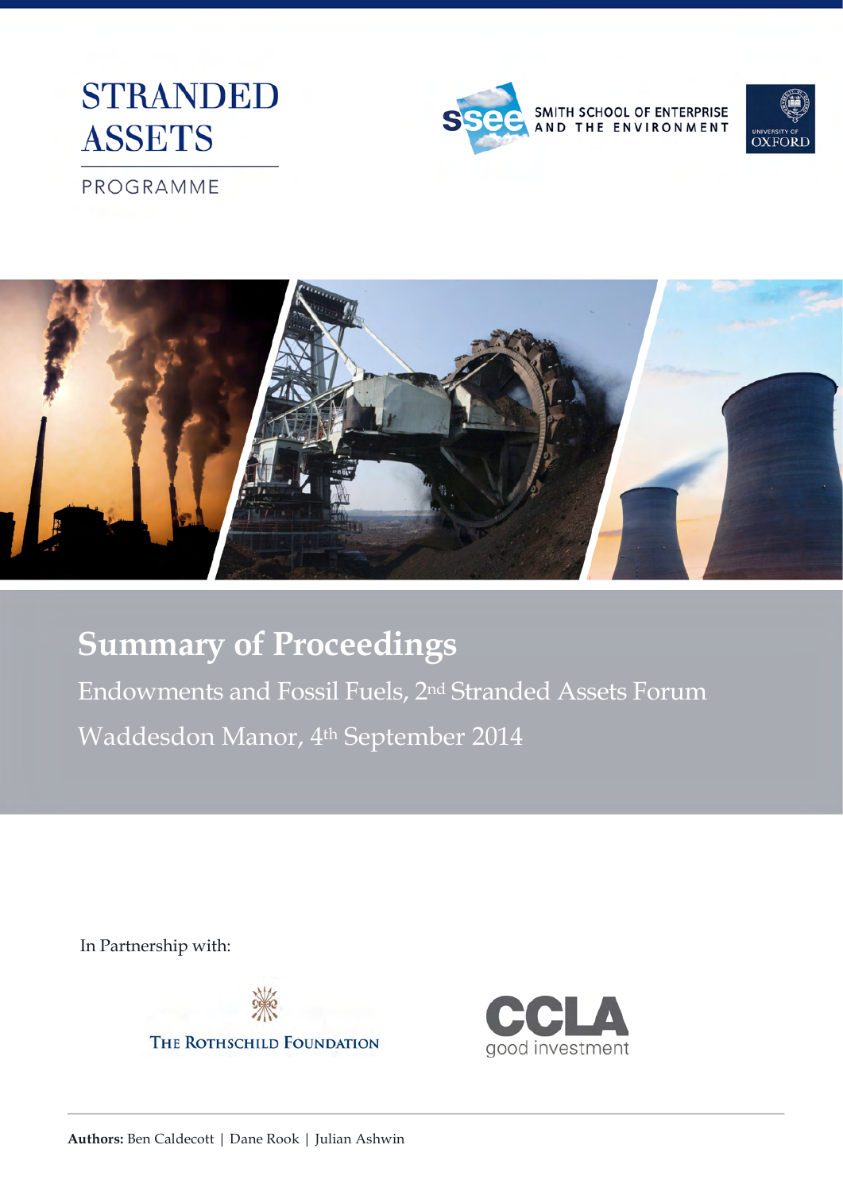STRANDED ASSETS

PROGRAMME

SMITH SCHOOL OF ENTERPRISE AND THE ENVIRONMENT

UNIVERSITY OF OXFORD

# Summary of Proceedings

Endowments and Fossil Fuels, 2nd Stranded Assets Forum

Waddesdon Manor, 4th September 2014

In Partnership with:

THE ROTHSCHILD FOUNDATION

CCLA good investment

**Authors:** Ben Caldecott | Dane Rook | Julian Ashwin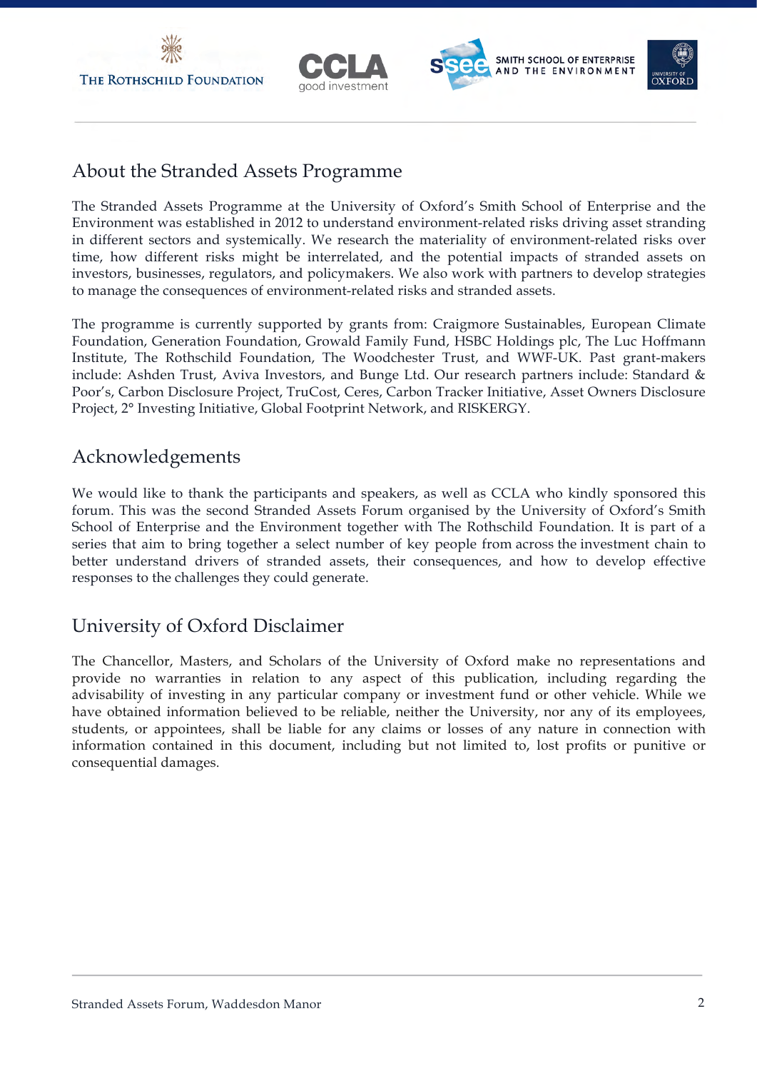## About the Stranded Assets Programme

The Stranded Assets Programme at the University of Oxford's Smith School of Enterprise and the Environment was established in 2012 to understand environment-related risks driving asset stranding in different sectors and systemically. We research the materiality of environment-related risks over time, how different risks might be interrelated, and the potential impacts of stranded assets on investors, businesses, regulators, and policymakers. We also work with partners to develop strategies to manage the consequences of environment-related risks and stranded assets.

The programme is currently supported by grants from: Craigmore Sustainables, European Climate Foundation, Generation Foundation, Growald Family Fund, HSBC Holdings plc, The Luc Hoffmann Institute, The Rothschild Foundation, The Woodchester Trust, and WWF-UK. Past grant-makers include: Ashden Trust, Aviva Investors, and Bunge Ltd. Our research partners include: Standard & Poor's, Carbon Disclosure Project, TruCost, Ceres, Carbon Tracker Initiative, Asset Owners Disclosure Project, 2° Investing Initiative, Global Footprint Network, and RISKERGY.

## Acknowledgements

We would like to thank the participants and speakers, as well as CCLA who kindly sponsored this forum. This was the second Stranded Assets Forum organised by the University of Oxford's Smith School of Enterprise and the Environment together with The Rothschild Foundation. It is part of a series that aim to bring together a select number of key people from across the investment chain to better understand drivers of stranded assets, their consequences, and how to develop effective responses to the challenges they could generate.

## University of Oxford Disclaimer

The Chancellor, Masters, and Scholars of the University of Oxford make no representations and provide no warranties in relation to any aspect of this publication, including regarding the advisability of investing in any particular company or investment fund or other vehicle. While we have obtained information believed to be reliable, neither the University, nor any of its employees, students, or appointees, shall be liable for any claims or losses of any nature in connection with information contained in this document, including but not limited to, lost profits or punitive or consequential damages.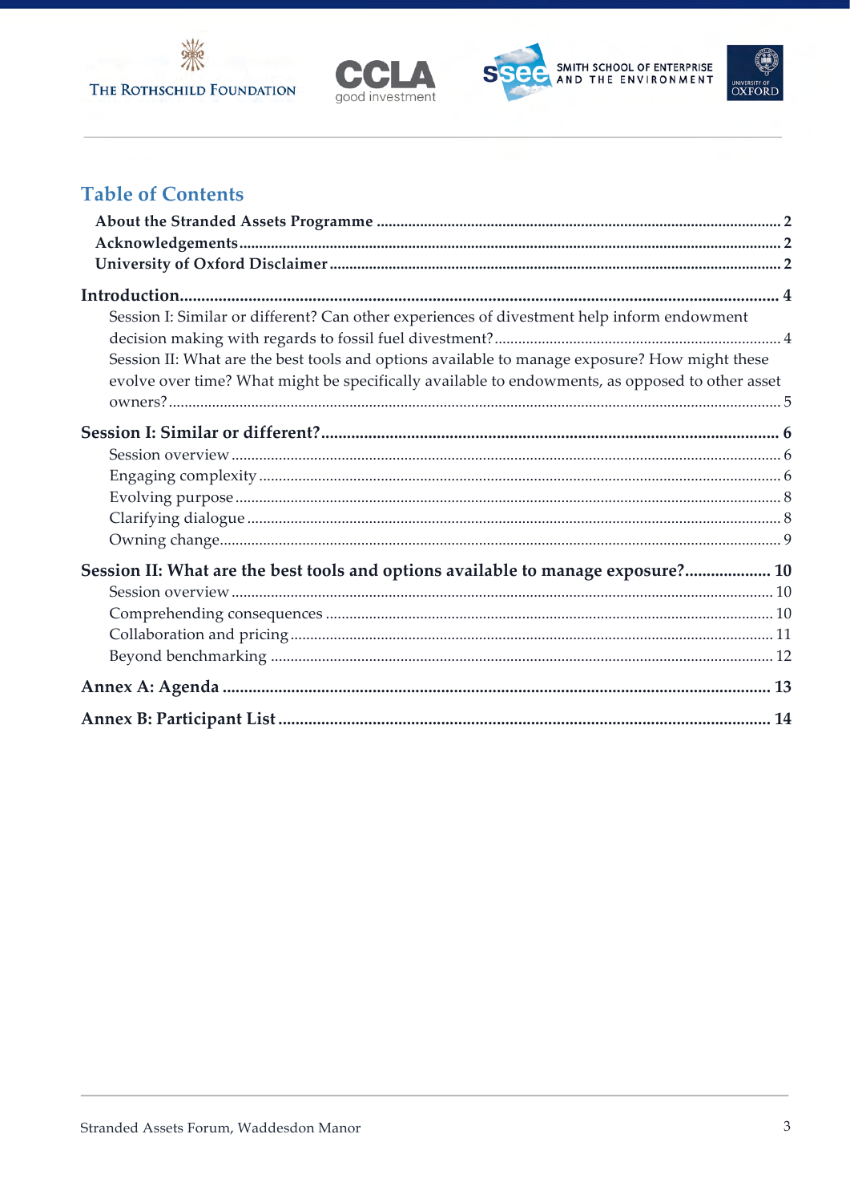## Table of Contents

**About the Stranded Assets Programme** ..... 2
**Acknowledgements** ..... 2
**University of Oxford Disclaimer** ..... 2

**Introduction** ..... 4
- Session I: Similar or different? Can other experiences of divestment help inform endowment decision making with regards to fossil fuel divestment? ..... 4
- Session II: What are the best tools and options available to manage exposure? How might these evolve over time? What might be specifically available to endowments, as opposed to other asset owners? ..... 5

**Session I: Similar or different?** ..... 6
- Session overview ..... 6
- Engaging complexity ..... 6
- Evolving purpose ..... 8
- Clarifying dialogue ..... 8
- Owning change ..... 9

**Session II: What are the best tools and options available to manage exposure?** ..... 10
- Session overview ..... 10
- Comprehending consequences ..... 10
- Collaboration and pricing ..... 11
- Beyond benchmarking ..... 12

**Annex A: Agenda** ..... 13

**Annex B: Participant List** ..... 14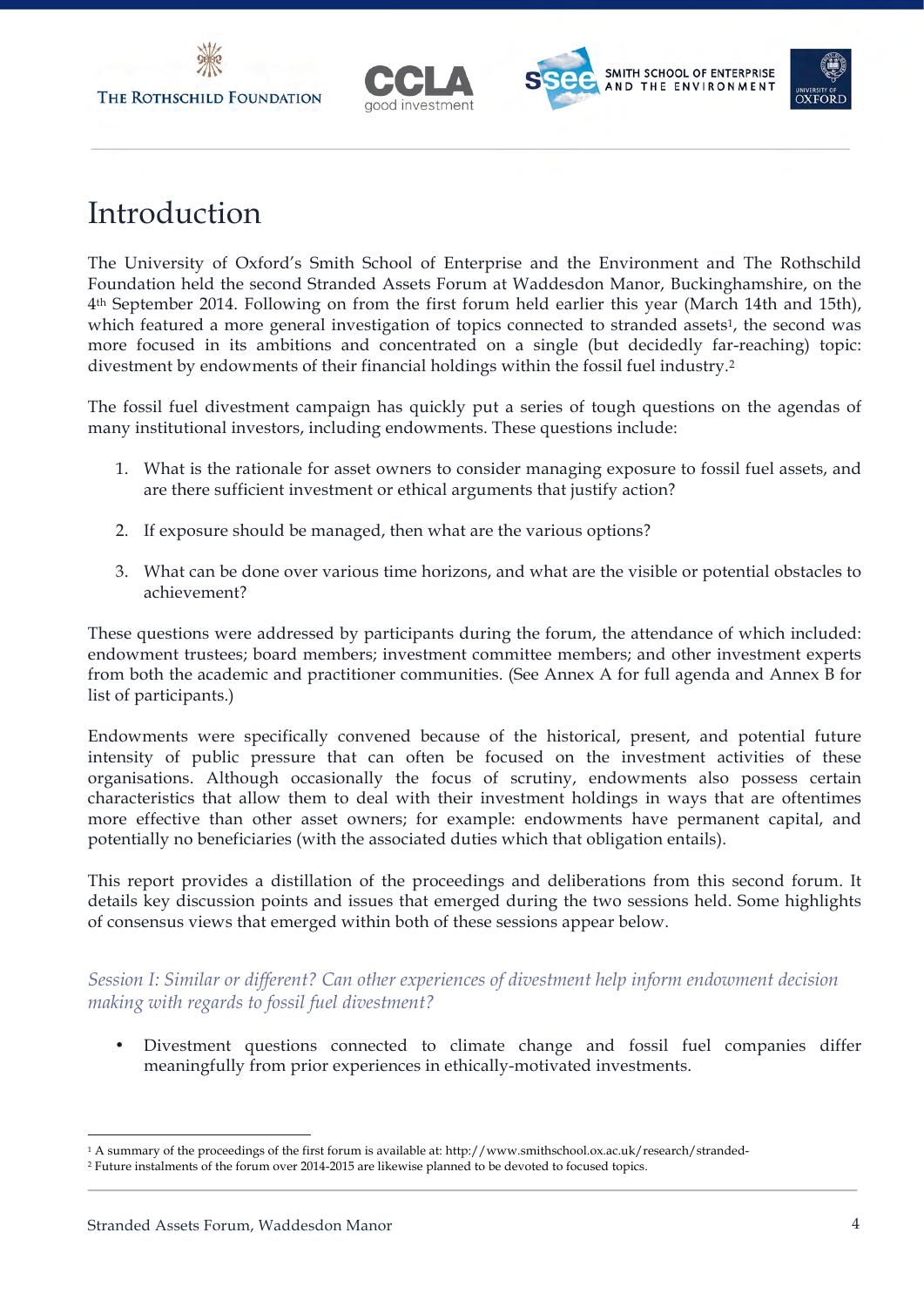# Introduction

The University of Oxford's Smith School of Enterprise and the Environment and The Rothschild Foundation held the second Stranded Assets Forum at Waddesdon Manor, Buckinghamshire, on the 4th September 2014. Following on from the first forum held earlier this year (March 14th and 15th), which featured a more general investigation of topics connected to stranded assets[1], the second was more focused in its ambitions and concentrated on a single (but decidedly far-reaching) topic: divestment by endowments of their financial holdings within the fossil fuel industry.[2]

The fossil fuel divestment campaign has quickly put a series of tough questions on the agendas of many institutional investors, including endowments. These questions include:

1. What is the rationale for asset owners to consider managing exposure to fossil fuel assets, and are there sufficient investment or ethical arguments that justify action?

2. If exposure should be managed, then what are the various options?

3. What can be done over various time horizons, and what are the visible or potential obstacles to achievement?

These questions were addressed by participants during the forum, the attendance of which included: endowment trustees; board members; investment committee members; and other investment experts from both the academic and practitioner communities. (See Annex A for full agenda and Annex B for list of participants.)

Endowments were specifically convened because of the historical, present, and potential future intensity of public pressure that can often be focused on the investment activities of these organisations. Although occasionally the focus of scrutiny, endowments also possess certain characteristics that allow them to deal with their investment holdings in ways that are oftentimes more effective than other asset owners; for example: endowments have permanent capital, and potentially no beneficiaries (with the associated duties which that obligation entails).

This report provides a distillation of the proceedings and deliberations from this second forum. It details key discussion points and issues that emerged during the two sessions held. Some highlights of consensus views that emerged within both of these sessions appear below.

### *Session I: Similar or different? Can other experiences of divestment help inform endowment decision making with regards to fossil fuel divestment?*

- Divestment questions connected to climate change and fossil fuel companies differ meaningfully from prior experiences in ethically-motivated investments.

---

[1] A summary of the proceedings of the first forum is available at: http://www.smithschool.ox.ac.uk/research/stranded-

[2] Future instalments of the forum over 2014-2015 are likewise planned to be devoted to focused topics.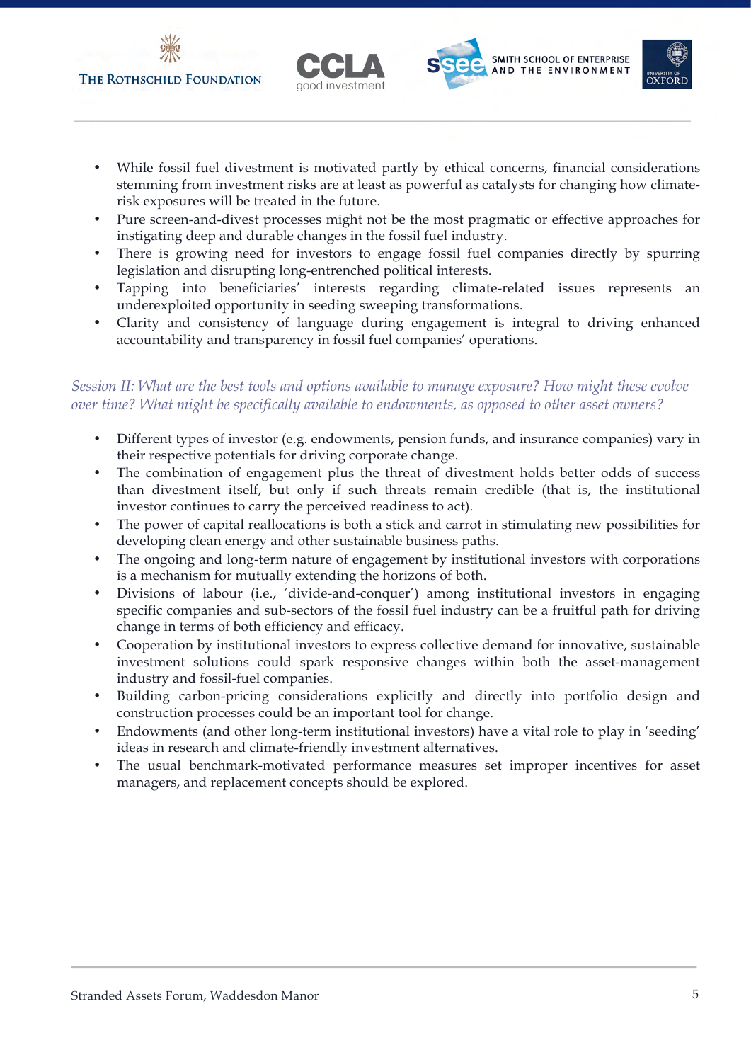- While fossil fuel divestment is motivated partly by ethical concerns, financial considerations stemming from investment risks are at least as powerful as catalysts for changing how climate-risk exposures will be treated in the future.
- Pure screen-and-divest processes might not be the most pragmatic or effective approaches for instigating deep and durable changes in the fossil fuel industry.
- There is growing need for investors to engage fossil fuel companies directly by spurring legislation and disrupting long-entrenched political interests.
- Tapping into beneficiaries' interests regarding climate-related issues represents an underexploited opportunity in seeding sweeping transformations.
- Clarity and consistency of language during engagement is integral to driving enhanced accountability and transparency in fossil fuel companies' operations.

*Session II: What are the best tools and options available to manage exposure? How might these evolve over time? What might be specifically available to endowments, as opposed to other asset owners?*

- Different types of investor (e.g. endowments, pension funds, and insurance companies) vary in their respective potentials for driving corporate change.
- The combination of engagement plus the threat of divestment holds better odds of success than divestment itself, but only if such threats remain credible (that is, the institutional investor continues to carry the perceived readiness to act).
- The power of capital reallocations is both a stick and carrot in stimulating new possibilities for developing clean energy and other sustainable business paths.
- The ongoing and long-term nature of engagement by institutional investors with corporations is a mechanism for mutually extending the horizons of both.
- Divisions of labour (i.e., 'divide-and-conquer') among institutional investors in engaging specific companies and sub-sectors of the fossil fuel industry can be a fruitful path for driving change in terms of both efficiency and efficacy.
- Cooperation by institutional investors to express collective demand for innovative, sustainable investment solutions could spark responsive changes within both the asset-management industry and fossil-fuel companies.
- Building carbon-pricing considerations explicitly and directly into portfolio design and construction processes could be an important tool for change.
- Endowments (and other long-term institutional investors) have a vital role to play in 'seeding' ideas in research and climate-friendly investment alternatives.
- The usual benchmark-motivated performance measures set improper incentives for asset managers, and replacement concepts should be explored.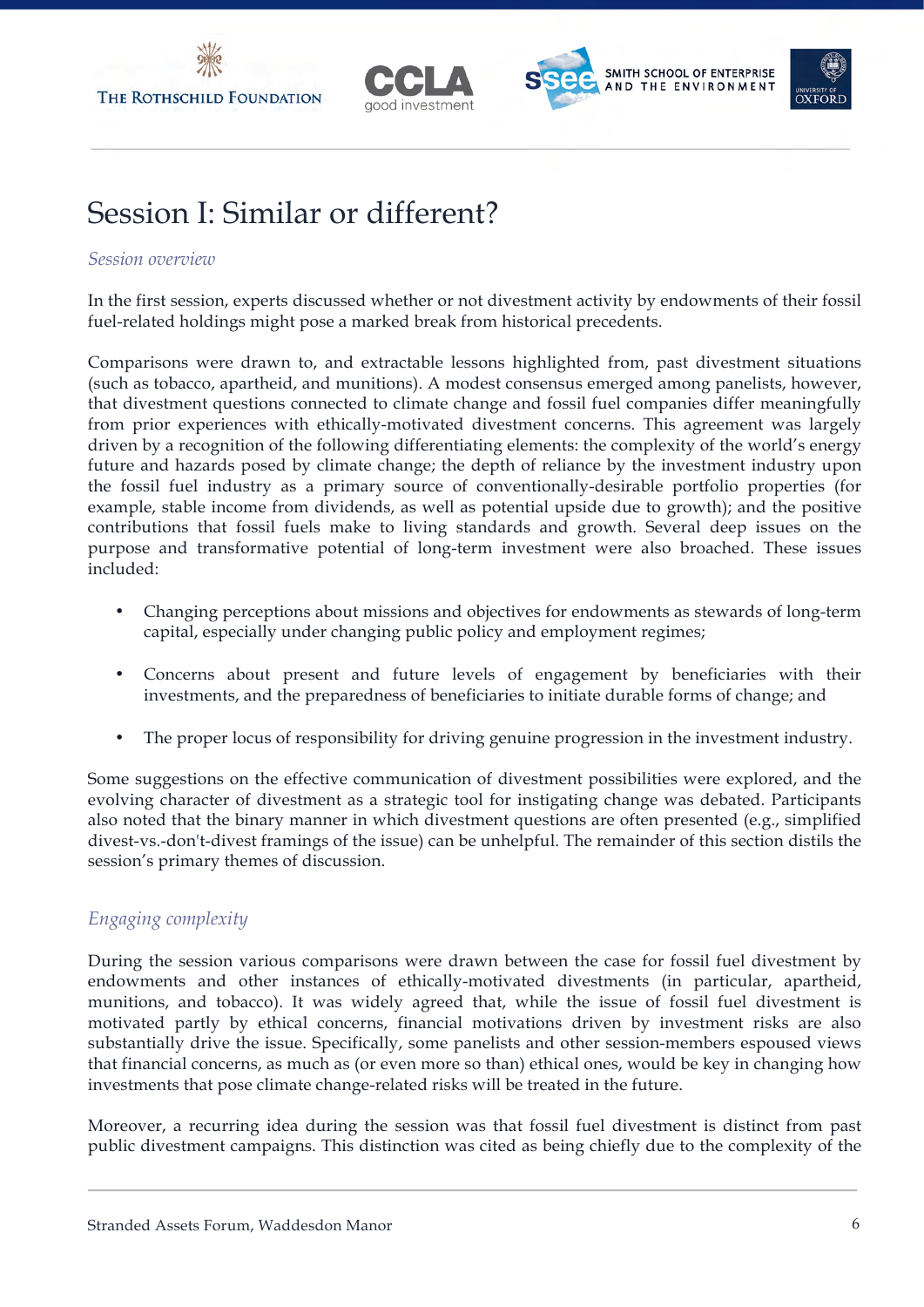# Session I: Similar or different?

*Session overview*

In the first session, experts discussed whether or not divestment activity by endowments of their fossil fuel-related holdings might pose a marked break from historical precedents.

Comparisons were drawn to, and extractable lessons highlighted from, past divestment situations (such as tobacco, apartheid, and munitions). A modest consensus emerged among panelists, however, that divestment questions connected to climate change and fossil fuel companies differ meaningfully from prior experiences with ethically-motivated divestment concerns. This agreement was largely driven by a recognition of the following differentiating elements: the complexity of the world's energy future and hazards posed by climate change; the depth of reliance by the investment industry upon the fossil fuel industry as a primary source of conventionally-desirable portfolio properties (for example, stable income from dividends, as well as potential upside due to growth); and the positive contributions that fossil fuels make to living standards and growth. Several deep issues on the purpose and transformative potential of long-term investment were also broached. These issues included:

- Changing perceptions about missions and objectives for endowments as stewards of long-term capital, especially under changing public policy and employment regimes;
- Concerns about present and future levels of engagement by beneficiaries with their investments, and the preparedness of beneficiaries to initiate durable forms of change; and
- The proper locus of responsibility for driving genuine progression in the investment industry.

Some suggestions on the effective communication of divestment possibilities were explored, and the evolving character of divestment as a strategic tool for instigating change was debated. Participants also noted that the binary manner in which divestment questions are often presented (e.g., simplified divest-vs.-don't-divest framings of the issue) can be unhelpful. The remainder of this section distils the session's primary themes of discussion.

*Engaging complexity*

During the session various comparisons were drawn between the case for fossil fuel divestment by endowments and other instances of ethically-motivated divestments (in particular, apartheid, munitions, and tobacco). It was widely agreed that, while the issue of fossil fuel divestment is motivated partly by ethical concerns, financial motivations driven by investment risks are also substantially drive the issue. Specifically, some panelists and other session-members espoused views that financial concerns, as much as (or even more so than) ethical ones, would be key in changing how investments that pose climate change-related risks will be treated in the future.

Moreover, a recurring idea during the session was that fossil fuel divestment is distinct from past public divestment campaigns. This distinction was cited as being chiefly due to the complexity of the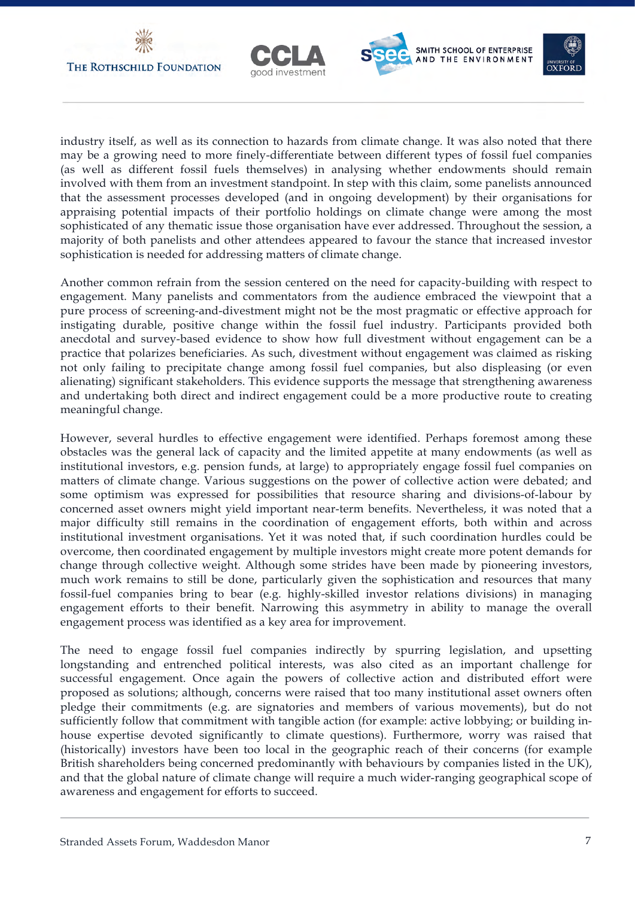industry itself, as well as its connection to hazards from climate change. It was also noted that there may be a growing need to more finely-differentiate between different types of fossil fuel companies (as well as different fossil fuels themselves) in analysing whether endowments should remain involved with them from an investment standpoint. In step with this claim, some panelists announced that the assessment processes developed (and in ongoing development) by their organisations for appraising potential impacts of their portfolio holdings on climate change were among the most sophisticated of any thematic issue those organisation have ever addressed. Throughout the session, a majority of both panelists and other attendees appeared to favour the stance that increased investor sophistication is needed for addressing matters of climate change.

Another common refrain from the session centered on the need for capacity-building with respect to engagement. Many panelists and commentators from the audience embraced the viewpoint that a pure process of screening-and-divestment might not be the most pragmatic or effective approach for instigating durable, positive change within the fossil fuel industry. Participants provided both anecdotal and survey-based evidence to show how full divestment without engagement can be a practice that polarizes beneficiaries. As such, divestment without engagement was claimed as risking not only failing to precipitate change among fossil fuel companies, but also displeasing (or even alienating) significant stakeholders. This evidence supports the message that strengthening awareness and undertaking both direct and indirect engagement could be a more productive route to creating meaningful change.

However, several hurdles to effective engagement were identified. Perhaps foremost among these obstacles was the general lack of capacity and the limited appetite at many endowments (as well as institutional investors, e.g. pension funds, at large) to appropriately engage fossil fuel companies on matters of climate change. Various suggestions on the power of collective action were debated; and some optimism was expressed for possibilities that resource sharing and divisions-of-labour by concerned asset owners might yield important near-term benefits. Nevertheless, it was noted that a major difficulty still remains in the coordination of engagement efforts, both within and across institutional investment organisations. Yet it was noted that, if such coordination hurdles could be overcome, then coordinated engagement by multiple investors might create more potent demands for change through collective weight. Although some strides have been made by pioneering investors, much work remains to still be done, particularly given the sophistication and resources that many fossil-fuel companies bring to bear (e.g. highly-skilled investor relations divisions) in managing engagement efforts to their benefit. Narrowing this asymmetry in ability to manage the overall engagement process was identified as a key area for improvement.

The need to engage fossil fuel companies indirectly by spurring legislation, and upsetting longstanding and entrenched political interests, was also cited as an important challenge for successful engagement. Once again the powers of collective action and distributed effort were proposed as solutions; although, concerns were raised that too many institutional asset owners often pledge their commitments (e.g. are signatories and members of various movements), but do not sufficiently follow that commitment with tangible action (for example: active lobbying; or building in-house expertise devoted significantly to climate questions). Furthermore, worry was raised that (historically) investors have been too local in the geographic reach of their concerns (for example British shareholders being concerned predominantly with behaviours by companies listed in the UK), and that the global nature of climate change will require a much wider-ranging geographical scope of awareness and engagement for efforts to succeed.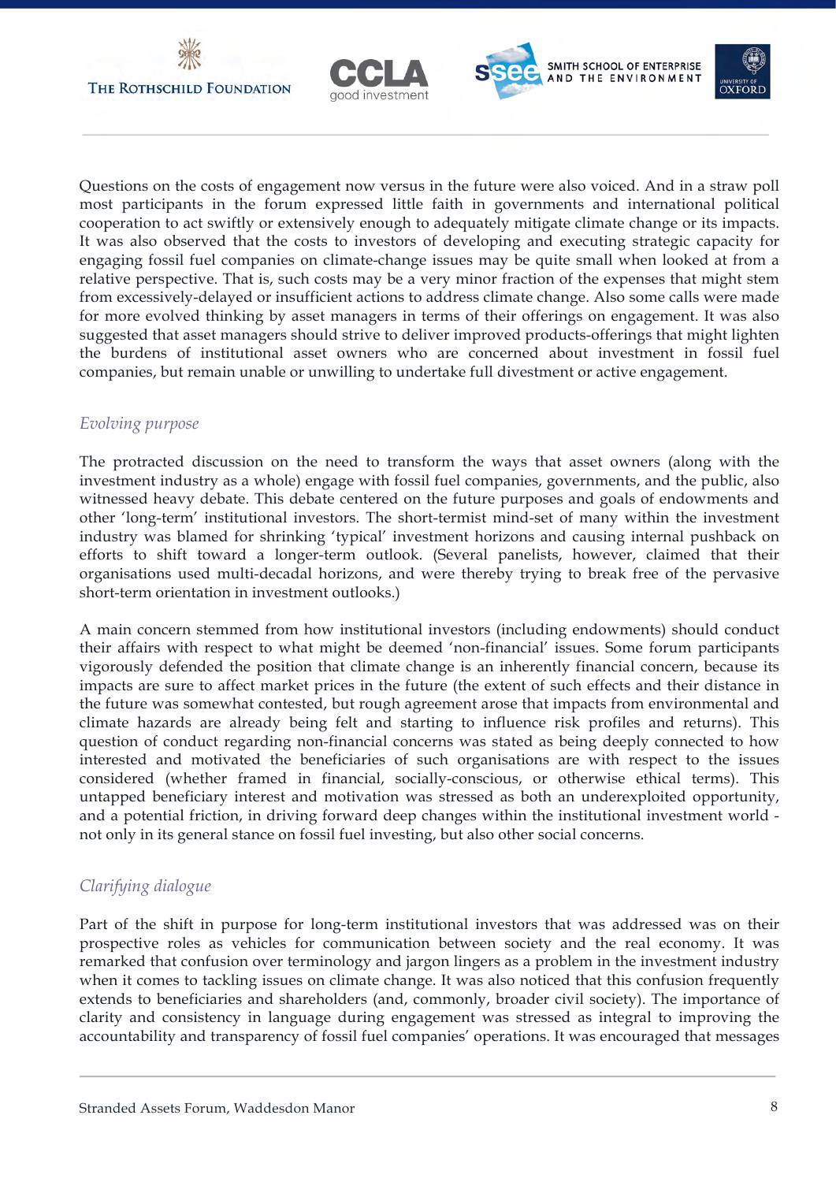Questions on the costs of engagement now versus in the future were also voiced. And in a straw poll most participants in the forum expressed little faith in governments and international political cooperation to act swiftly or extensively enough to adequately mitigate climate change or its impacts. It was also observed that the costs to investors of developing and executing strategic capacity for engaging fossil fuel companies on climate-change issues may be quite small when looked at from a relative perspective. That is, such costs may be a very minor fraction of the expenses that might stem from excessively-delayed or insufficient actions to address climate change. Also some calls were made for more evolved thinking by asset managers in terms of their offerings on engagement. It was also suggested that asset managers should strive to deliver improved products-offerings that might lighten the burdens of institutional asset owners who are concerned about investment in fossil fuel companies, but remain unable or unwilling to undertake full divestment or active engagement.

### *Evolving purpose*

The protracted discussion on the need to transform the ways that asset owners (along with the investment industry as a whole) engage with fossil fuel companies, governments, and the public, also witnessed heavy debate. This debate centered on the future purposes and goals of endowments and other 'long-term' institutional investors. The short-termist mind-set of many within the investment industry was blamed for shrinking 'typical' investment horizons and causing internal pushback on efforts to shift toward a longer-term outlook. (Several panelists, however, claimed that their organisations used multi-decadal horizons, and were thereby trying to break free of the pervasive short-term orientation in investment outlooks.)

A main concern stemmed from how institutional investors (including endowments) should conduct their affairs with respect to what might be deemed 'non-financial' issues. Some forum participants vigorously defended the position that climate change is an inherently financial concern, because its impacts are sure to affect market prices in the future (the extent of such effects and their distance in the future was somewhat contested, but rough agreement arose that impacts from environmental and climate hazards are already being felt and starting to influence risk profiles and returns). This question of conduct regarding non-financial concerns was stated as being deeply connected to how interested and motivated the beneficiaries of such organisations are with respect to the issues considered (whether framed in financial, socially-conscious, or otherwise ethical terms). This untapped beneficiary interest and motivation was stressed as both an underexploited opportunity, and a potential friction, in driving forward deep changes within the institutional investment world - not only in its general stance on fossil fuel investing, but also other social concerns.

### *Clarifying dialogue*

Part of the shift in purpose for long-term institutional investors that was addressed was on their prospective roles as vehicles for communication between society and the real economy. It was remarked that confusion over terminology and jargon lingers as a problem in the investment industry when it comes to tackling issues on climate change. It was also noticed that this confusion frequently extends to beneficiaries and shareholders (and, commonly, broader civil society). The importance of clarity and consistency in language during engagement was stressed as integral to improving the accountability and transparency of fossil fuel companies' operations. It was encouraged that messages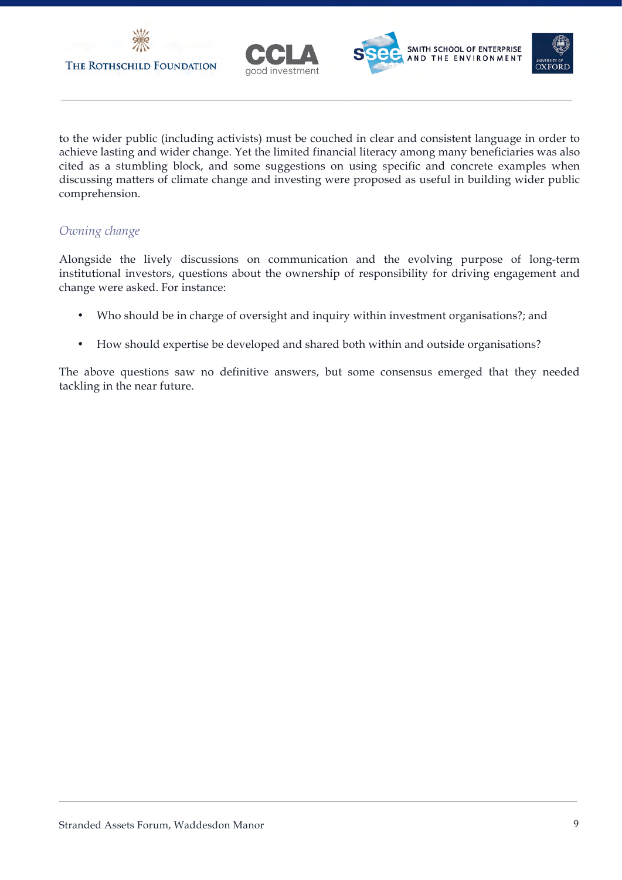to the wider public (including activists) must be couched in clear and consistent language in order to achieve lasting and wider change. Yet the limited financial literacy among many beneficiaries was also cited as a stumbling block, and some suggestions on using specific and concrete examples when discussing matters of climate change and investing were proposed as useful in building wider public comprehension.

### *Owning change*

Alongside the lively discussions on communication and the evolving purpose of long-term institutional investors, questions about the ownership of responsibility for driving engagement and change were asked. For instance:

- Who should be in charge of oversight and inquiry within investment organisations?; and
- How should expertise be developed and shared both within and outside organisations?

The above questions saw no definitive answers, but some consensus emerged that they needed tackling in the near future.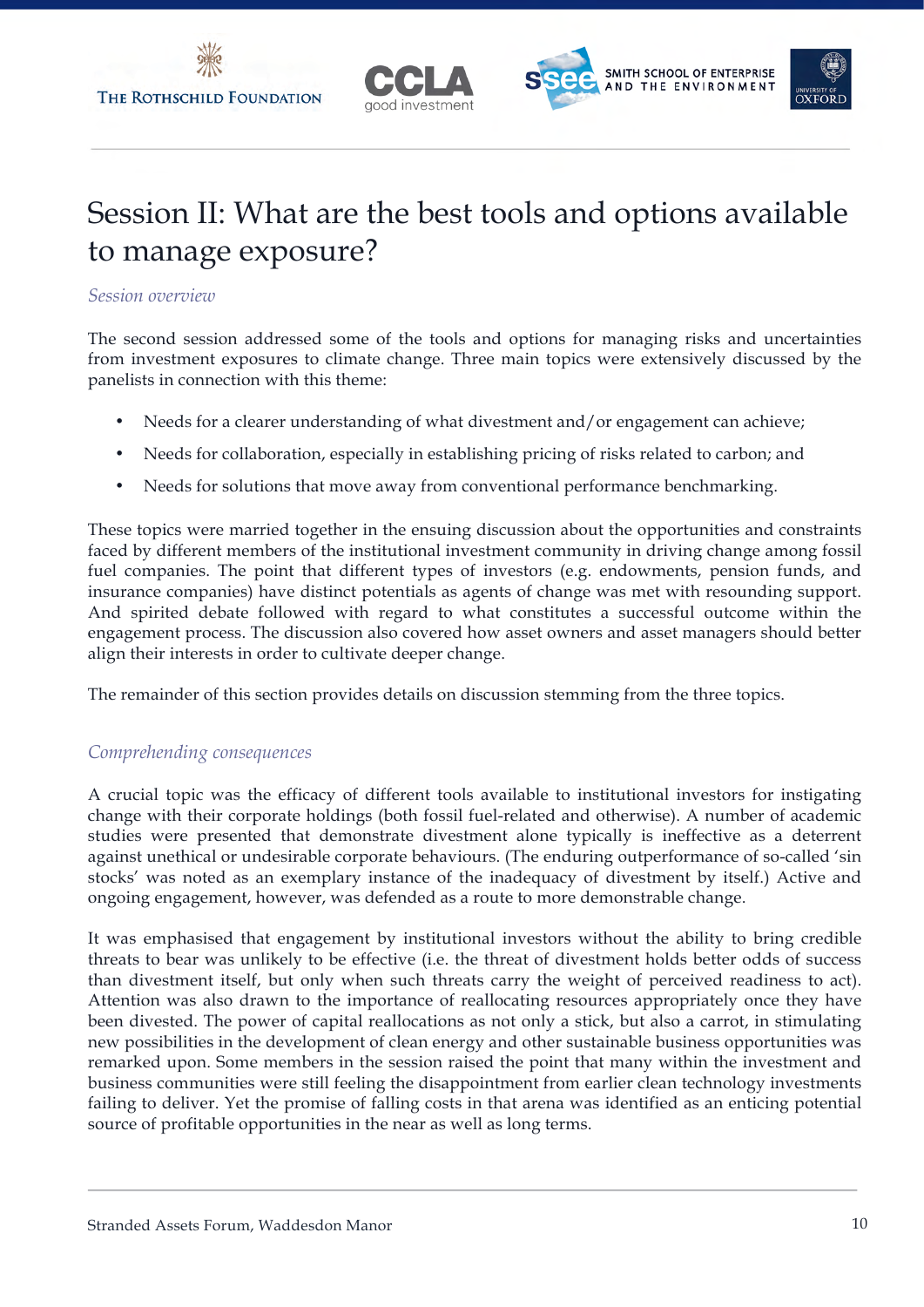# Session II: What are the best tools and options available to manage exposure?

*Session overview*

The second session addressed some of the tools and options for managing risks and uncertainties from investment exposures to climate change. Three main topics were extensively discussed by the panelists in connection with this theme:

- Needs for a clearer understanding of what divestment and/or engagement can achieve;
- Needs for collaboration, especially in establishing pricing of risks related to carbon; and
- Needs for solutions that move away from conventional performance benchmarking.

These topics were married together in the ensuing discussion about the opportunities and constraints faced by different members of the institutional investment community in driving change among fossil fuel companies. The point that different types of investors (e.g. endowments, pension funds, and insurance companies) have distinct potentials as agents of change was met with resounding support. And spirited debate followed with regard to what constitutes a successful outcome within the engagement process. The discussion also covered how asset owners and asset managers should better align their interests in order to cultivate deeper change.

The remainder of this section provides details on discussion stemming from the three topics.

*Comprehending consequences*

A crucial topic was the efficacy of different tools available to institutional investors for instigating change with their corporate holdings (both fossil fuel-related and otherwise). A number of academic studies were presented that demonstrate divestment alone typically is ineffective as a deterrent against unethical or undesirable corporate behaviours. (The enduring outperformance of so-called 'sin stocks' was noted as an exemplary instance of the inadequacy of divestment by itself.) Active and ongoing engagement, however, was defended as a route to more demonstrable change.

It was emphasised that engagement by institutional investors without the ability to bring credible threats to bear was unlikely to be effective (i.e. the threat of divestment holds better odds of success than divestment itself, but only when such threats carry the weight of perceived readiness to act). Attention was also drawn to the importance of reallocating resources appropriately once they have been divested. The power of capital reallocations as not only a stick, but also a carrot, in stimulating new possibilities in the development of clean energy and other sustainable business opportunities was remarked upon. Some members in the session raised the point that many within the investment and business communities were still feeling the disappointment from earlier clean technology investments failing to deliver. Yet the promise of falling costs in that arena was identified as an enticing potential source of profitable opportunities in the near as well as long terms.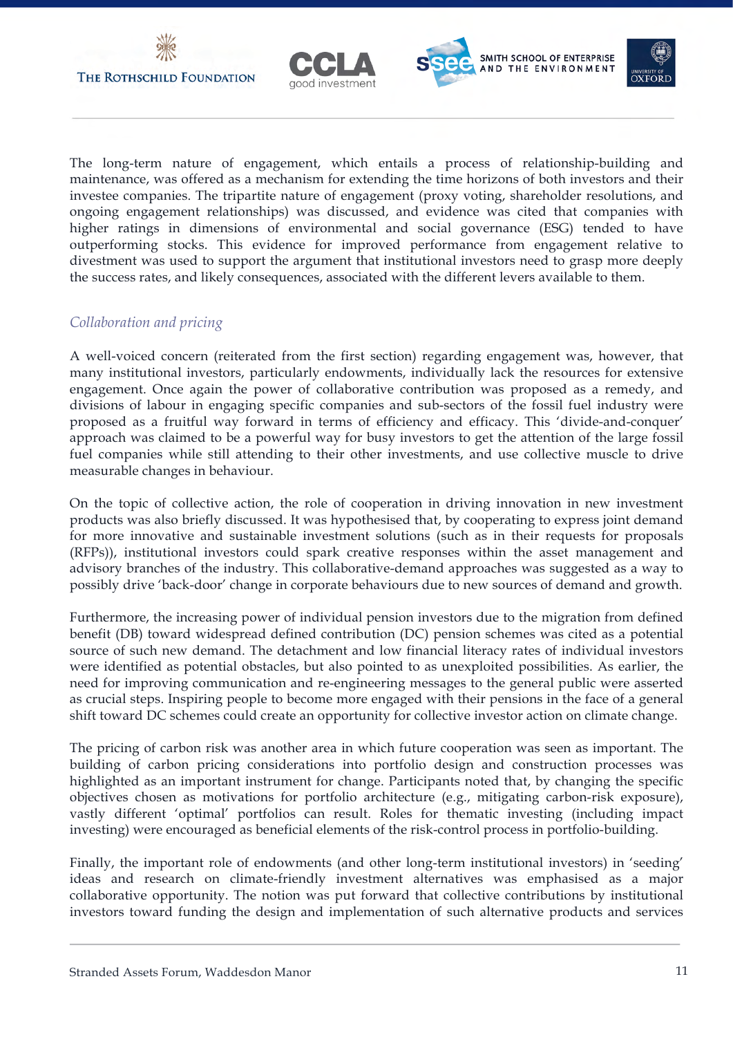The long-term nature of engagement, which entails a process of relationship-building and maintenance, was offered as a mechanism for extending the time horizons of both investors and their investee companies. The tripartite nature of engagement (proxy voting, shareholder resolutions, and ongoing engagement relationships) was discussed, and evidence was cited that companies with higher ratings in dimensions of environmental and social governance (ESG) tended to have outperforming stocks. This evidence for improved performance from engagement relative to divestment was used to support the argument that institutional investors need to grasp more deeply the success rates, and likely consequences, associated with the different levers available to them.

### *Collaboration and pricing*

A well-voiced concern (reiterated from the first section) regarding engagement was, however, that many institutional investors, particularly endowments, individually lack the resources for extensive engagement. Once again the power of collaborative contribution was proposed as a remedy, and divisions of labour in engaging specific companies and sub-sectors of the fossil fuel industry were proposed as a fruitful way forward in terms of efficiency and efficacy. This 'divide-and-conquer' approach was claimed to be a powerful way for busy investors to get the attention of the large fossil fuel companies while still attending to their other investments, and use collective muscle to drive measurable changes in behaviour.

On the topic of collective action, the role of cooperation in driving innovation in new investment products was also briefly discussed. It was hypothesised that, by cooperating to express joint demand for more innovative and sustainable investment solutions (such as in their requests for proposals (RFPs)), institutional investors could spark creative responses within the asset management and advisory branches of the industry. This collaborative-demand approaches was suggested as a way to possibly drive 'back-door' change in corporate behaviours due to new sources of demand and growth.

Furthermore, the increasing power of individual pension investors due to the migration from defined benefit (DB) toward widespread defined contribution (DC) pension schemes was cited as a potential source of such new demand. The detachment and low financial literacy rates of individual investors were identified as potential obstacles, but also pointed to as unexploited possibilities. As earlier, the need for improving communication and re-engineering messages to the general public were asserted as crucial steps. Inspiring people to become more engaged with their pensions in the face of a general shift toward DC schemes could create an opportunity for collective investor action on climate change.

The pricing of carbon risk was another area in which future cooperation was seen as important. The building of carbon pricing considerations into portfolio design and construction processes was highlighted as an important instrument for change. Participants noted that, by changing the specific objectives chosen as motivations for portfolio architecture (e.g., mitigating carbon-risk exposure), vastly different 'optimal' portfolios can result. Roles for thematic investing (including impact investing) were encouraged as beneficial elements of the risk-control process in portfolio-building.

Finally, the important role of endowments (and other long-term institutional investors) in 'seeding' ideas and research on climate-friendly investment alternatives was emphasised as a major collaborative opportunity. The notion was put forward that collective contributions by institutional investors toward funding the design and implementation of such alternative products and services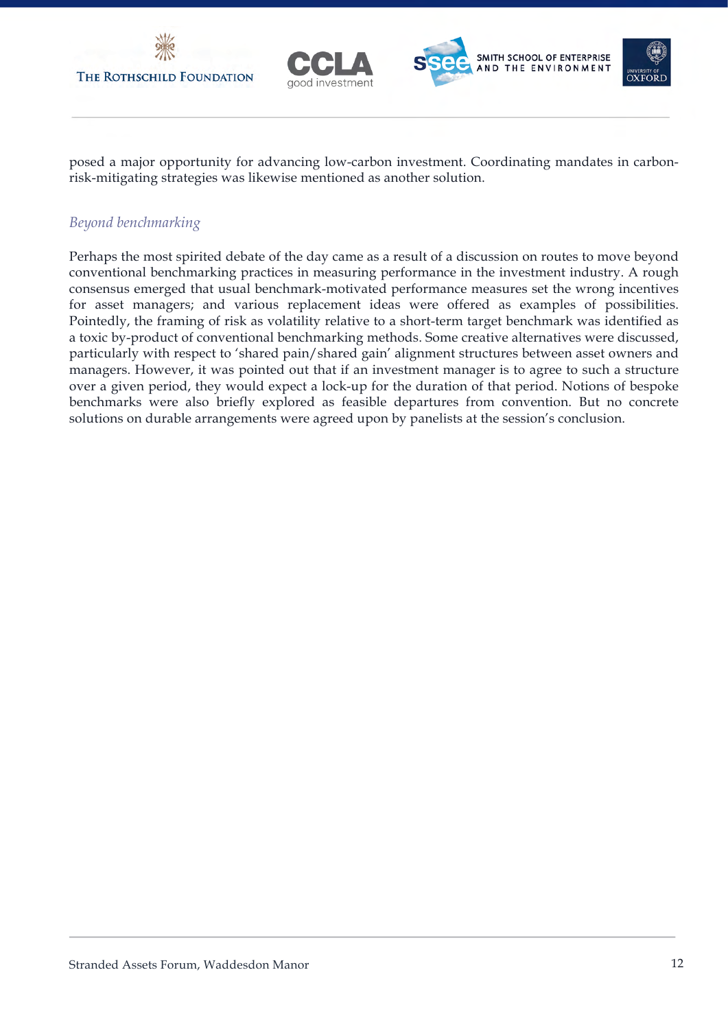posed a major opportunity for advancing low-carbon investment. Coordinating mandates in carbon-risk-mitigating strategies was likewise mentioned as another solution.

*Beyond benchmarking*

Perhaps the most spirited debate of the day came as a result of a discussion on routes to move beyond conventional benchmarking practices in measuring performance in the investment industry. A rough consensus emerged that usual benchmark-motivated performance measures set the wrong incentives for asset managers; and various replacement ideas were offered as examples of possibilities. Pointedly, the framing of risk as volatility relative to a short-term target benchmark was identified as a toxic by-product of conventional benchmarking methods. Some creative alternatives were discussed, particularly with respect to 'shared pain/shared gain' alignment structures between asset owners and managers. However, it was pointed out that if an investment manager is to agree to such a structure over a given period, they would expect a lock-up for the duration of that period. Notions of bespoke benchmarks were also briefly explored as feasible departures from convention. But no concrete solutions on durable arrangements were agreed upon by panelists at the session's conclusion.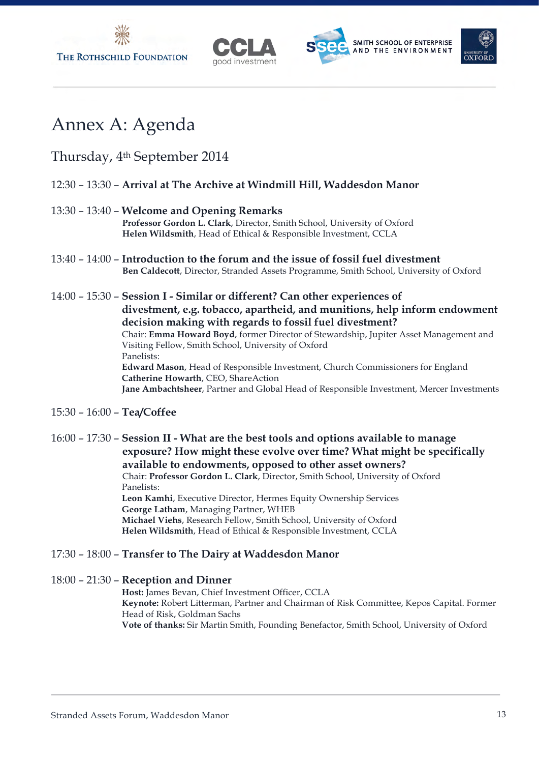# Annex A: Agenda

## Thursday, 4th September 2014

12:30 – 13:30 – **Arrival at The Archive at Windmill Hill, Waddesdon Manor**

13:30 – 13:40 – **Welcome and Opening Remarks**
**Professor Gordon L. Clark**, Director, Smith School, University of Oxford
**Helen Wildsmith**, Head of Ethical & Responsible Investment, CCLA

13:40 – 14:00 – **Introduction to the forum and the issue of fossil fuel divestment**
**Ben Caldecott**, Director, Stranded Assets Programme, Smith School, University of Oxford

14:00 – 15:30 – **Session I - Similar or different? Can other experiences of divestment, e.g. tobacco, apartheid, and munitions, help inform endowment decision making with regards to fossil fuel divestment?**
Chair: **Emma Howard Boyd**, former Director of Stewardship, Jupiter Asset Management and Visiting Fellow, Smith School, University of Oxford
Panelists:
**Edward Mason**, Head of Responsible Investment, Church Commissioners for England
**Catherine Howarth**, CEO, ShareAction
**Jane Ambachtsheer**, Partner and Global Head of Responsible Investment, Mercer Investments

15:30 – 16:00 – **Tea/Coffee**

16:00 – 17:30 – **Session II - What are the best tools and options available to manage exposure? How might these evolve over time? What might be specifically available to endowments, opposed to other asset owners?**
Chair: **Professor Gordon L. Clark**, Director, Smith School, University of Oxford
Panelists:
**Leon Kamhi**, Executive Director, Hermes Equity Ownership Services
**George Latham**, Managing Partner, WHEB
**Michael Viehs**, Research Fellow, Smith School, University of Oxford
**Helen Wildsmith**, Head of Ethical & Responsible Investment, CCLA

17:30 – 18:00 – **Transfer to The Dairy at Waddesdon Manor**

18:00 – 21:30 – **Reception and Dinner**
**Host:** James Bevan, Chief Investment Officer, CCLA
**Keynote:** Robert Litterman, Partner and Chairman of Risk Committee, Kepos Capital. Former Head of Risk, Goldman Sachs
**Vote of thanks:** Sir Martin Smith, Founding Benefactor, Smith School, University of Oxford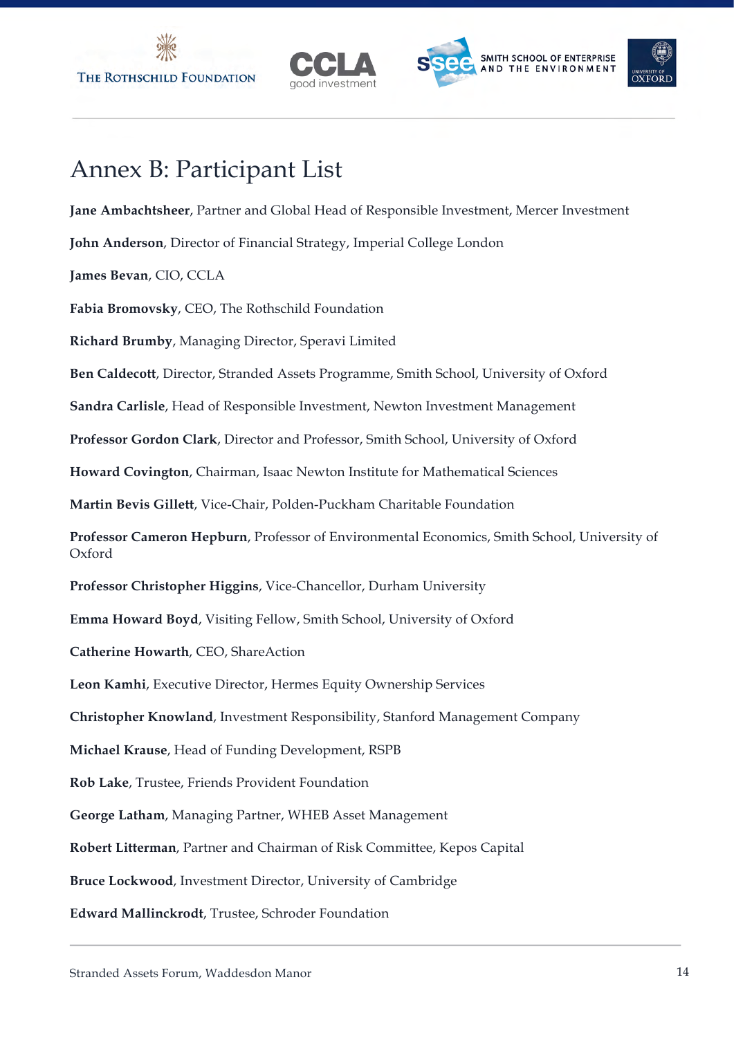# Annex B: Participant List

**Jane Ambachtsheer**, Partner and Global Head of Responsible Investment, Mercer Investment

**John Anderson**, Director of Financial Strategy, Imperial College London

**James Bevan**, CIO, CCLA

**Fabia Bromovsky**, CEO, The Rothschild Foundation

**Richard Brumby**, Managing Director, Speravi Limited

**Ben Caldecott**, Director, Stranded Assets Programme, Smith School, University of Oxford

**Sandra Carlisle**, Head of Responsible Investment, Newton Investment Management

**Professor Gordon Clark**, Director and Professor, Smith School, University of Oxford

**Howard Covington**, Chairman, Isaac Newton Institute for Mathematical Sciences

**Martin Bevis Gillett**, Vice-Chair, Polden-Puckham Charitable Foundation

**Professor Cameron Hepburn**, Professor of Environmental Economics, Smith School, University of Oxford

**Professor Christopher Higgins**, Vice-Chancellor, Durham University

**Emma Howard Boyd**, Visiting Fellow, Smith School, University of Oxford

**Catherine Howarth**, CEO, ShareAction

**Leon Kamhi**, Executive Director, Hermes Equity Ownership Services

**Christopher Knowland**, Investment Responsibility, Stanford Management Company

**Michael Krause**, Head of Funding Development, RSPB

**Rob Lake**, Trustee, Friends Provident Foundation

**George Latham**, Managing Partner, WHEB Asset Management

**Robert Litterman**, Partner and Chairman of Risk Committee, Kepos Capital

**Bruce Lockwood**, Investment Director, University of Cambridge

**Edward Mallinckrodt**, Trustee, Schroder Foundation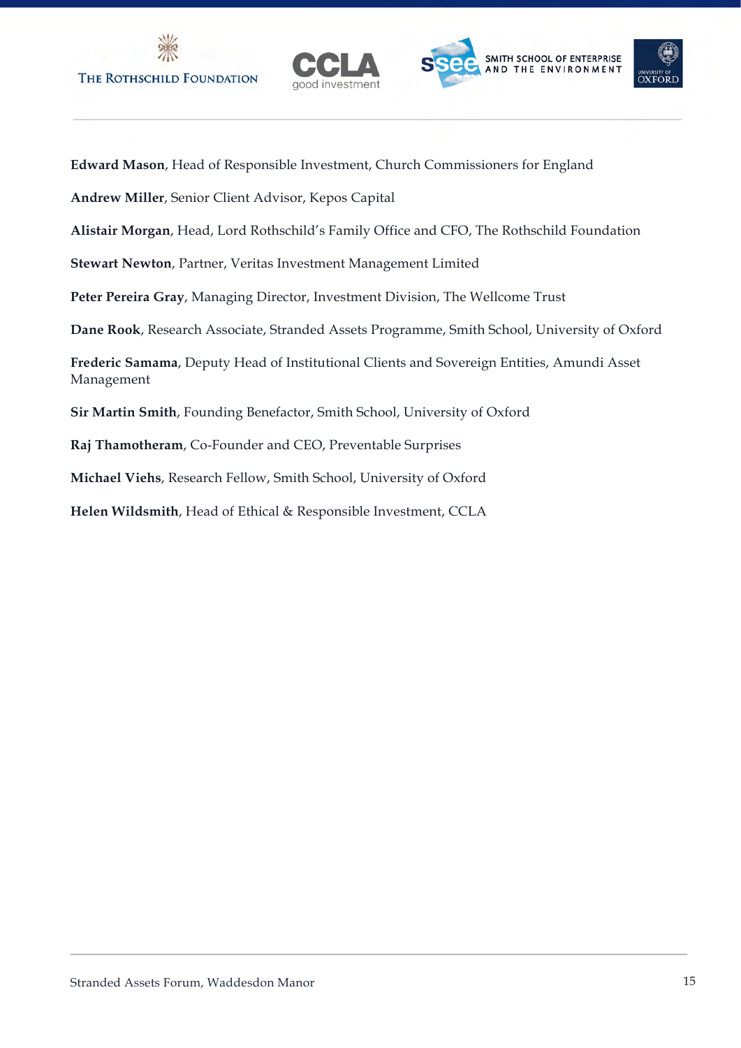**Edward Mason**, Head of Responsible Investment, Church Commissioners for England

**Andrew Miller**, Senior Client Advisor, Kepos Capital

**Alistair Morgan**, Head, Lord Rothschild's Family Office and CFO, The Rothschild Foundation

**Stewart Newton**, Partner, Veritas Investment Management Limited

**Peter Pereira Gray**, Managing Director, Investment Division, The Wellcome Trust

**Dane Rook**, Research Associate, Stranded Assets Programme, Smith School, University of Oxford

**Frederic Samama**, Deputy Head of Institutional Clients and Sovereign Entities, Amundi Asset Management

**Sir Martin Smith**, Founding Benefactor, Smith School, University of Oxford

**Raj Thamotheram**, Co-Founder and CEO, Preventable Surprises

**Michael Viehs**, Research Fellow, Smith School, University of Oxford

**Helen Wildsmith**, Head of Ethical & Responsible Investment, CCLA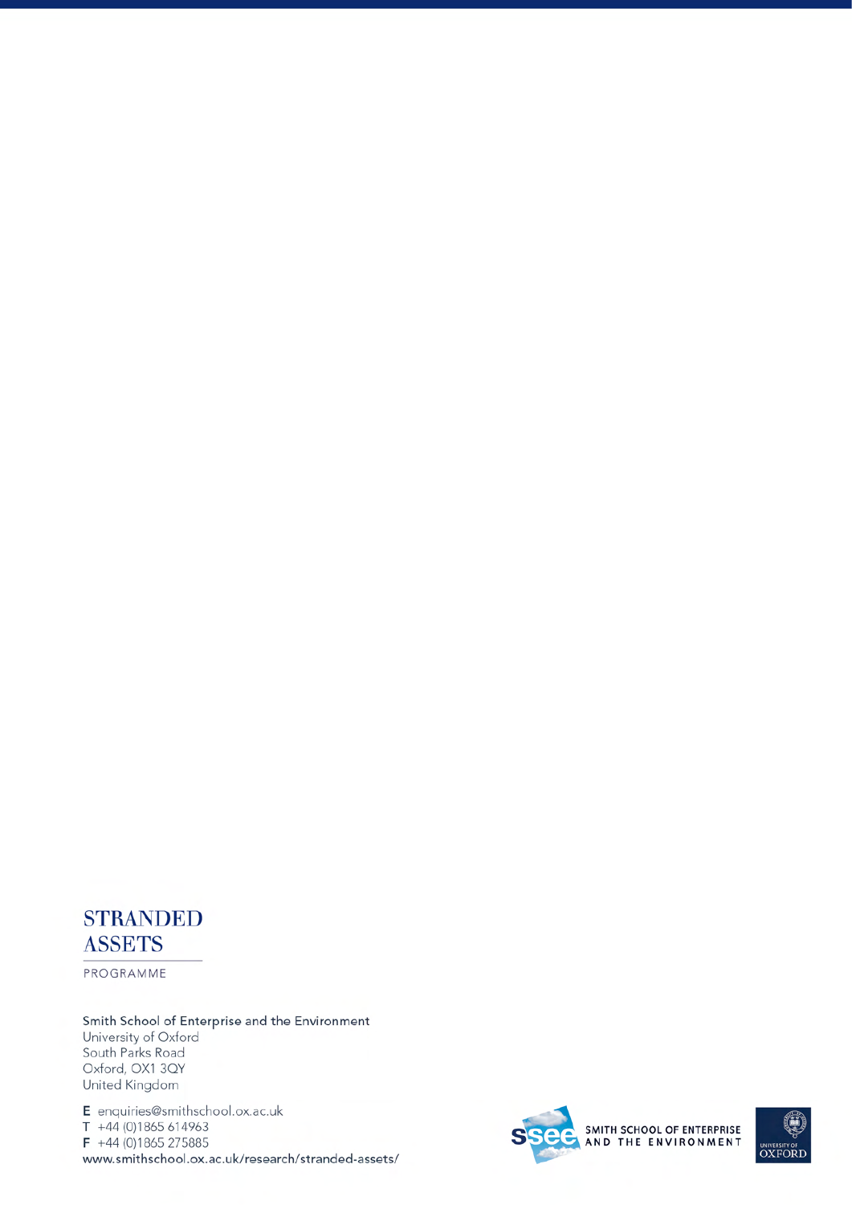STRANDED
ASSETS

PROGRAMME

Smith School of Enterprise and the Environment
University of Oxford
South Parks Road
Oxford, OX1 3QY
United Kingdom

**E** enquiries@smithschool.ox.ac.uk
T +44 (0)1865 614963
**F** +44 (0)1865 275885
www.smithschool.ox.ac.uk/research/stranded-assets/

SMITH SCHOOL OF ENTERPRISE AND THE ENVIRONMENT

UNIVERSITY OF OXFORD